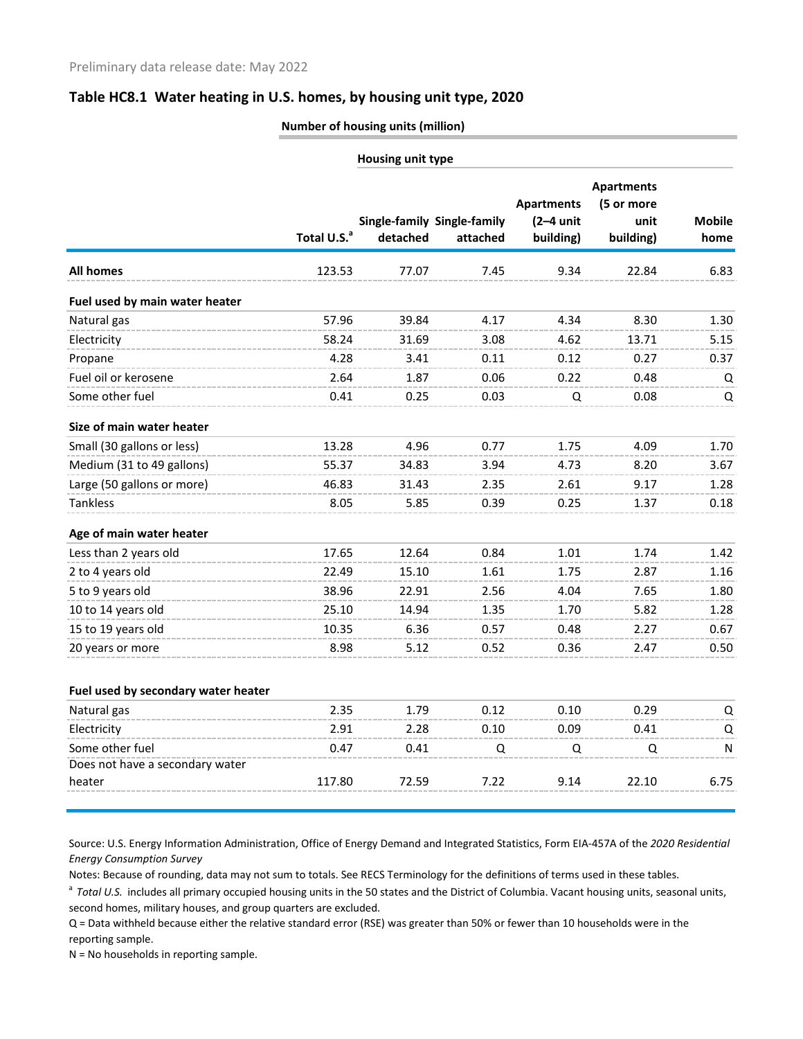Preliminary data release date: May 2022

## Table HC8.1 Water heating in U.S. homes, by housing unit type, 2020

| | Number of housing units (million) | | | | | |
|---|---|---|---|---|---|---|
| | | Housing unit type | | | | |
| | Total U.S.[a] | Single-family detached | Single-family attached | Apartments (2–4 unit building) | Apartments (5 or more unit building) | Mobile home |
| **All homes** | 123.53 | 77.07 | 7.45 | 9.34 | 22.84 | 6.83 |
| **Fuel used by main water heater** | | | | | | |
| Natural gas | 57.96 | 39.84 | 4.17 | 4.34 | 8.30 | 1.30 |
| Electricity | 58.24 | 31.69 | 3.08 | 4.62 | 13.71 | 5.15 |
| Propane | 4.28 | 3.41 | 0.11 | 0.12 | 0.27 | 0.37 |
| Fuel oil or kerosene | 2.64 | 1.87 | 0.06 | 0.22 | 0.48 | Q |
| Some other fuel | 0.41 | 0.25 | 0.03 | Q | 0.08 | Q |
| **Size of main water heater** | | | | | | |
| Small (30 gallons or less) | 13.28 | 4.96 | 0.77 | 1.75 | 4.09 | 1.70 |
| Medium (31 to 49 gallons) | 55.37 | 34.83 | 3.94 | 4.73 | 8.20 | 3.67 |
| Large (50 gallons or more) | 46.83 | 31.43 | 2.35 | 2.61 | 9.17 | 1.28 |
| Tankless | 8.05 | 5.85 | 0.39 | 0.25 | 1.37 | 0.18 |
| **Age of main water heater** | | | | | | |
| Less than 2 years old | 17.65 | 12.64 | 0.84 | 1.01 | 1.74 | 1.42 |
| 2 to 4 years old | 22.49 | 15.10 | 1.61 | 1.75 | 2.87 | 1.16 |
| 5 to 9 years old | 38.96 | 22.91 | 2.56 | 4.04 | 7.65 | 1.80 |
| 10 to 14 years old | 25.10 | 14.94 | 1.35 | 1.70 | 5.82 | 1.28 |
| 15 to 19 years old | 10.35 | 6.36 | 0.57 | 0.48 | 2.27 | 0.67 |
| 20 years or more | 8.98 | 5.12 | 0.52 | 0.36 | 2.47 | 0.50 |
| **Fuel used by secondary water heater** | | | | | | |
| Natural gas | 2.35 | 1.79 | 0.12 | 0.10 | 0.29 | Q |
| Electricity | 2.91 | 2.28 | 0.10 | 0.09 | 0.41 | Q |
| Some other fuel | 0.47 | 0.41 | Q | Q | Q | N |
| Does not have a secondary water heater | 117.80 | 72.59 | 7.22 | 9.14 | 22.10 | 6.75 |

Source: U.S. Energy Information Administration, Office of Energy Demand and Integrated Statistics, Form EIA-457A of the *2020 Residential Energy Consumption Survey*

Notes: Because of rounding, data may not sum to totals. See RECS Terminology for the definitions of terms used in these tables.

[a] *Total U.S.* includes all primary occupied housing units in the 50 states and the District of Columbia. Vacant housing units, seasonal units, second homes, military houses, and group quarters are excluded.

Q = Data withheld because either the relative standard error (RSE) was greater than 50% or fewer than 10 households were in the reporting sample.

N = No households in reporting sample.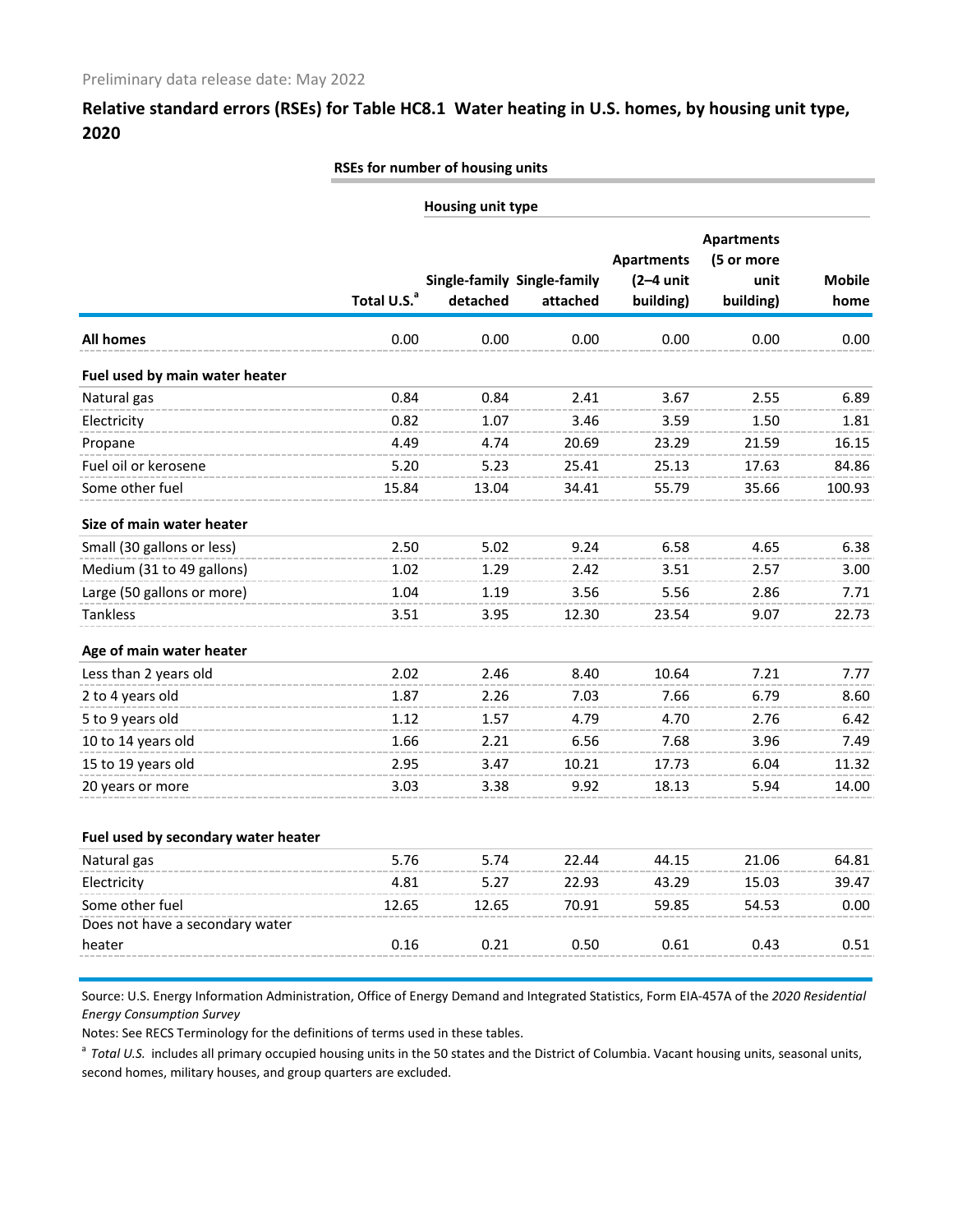Preliminary data release date: May 2022

## Relative standard errors (RSEs) for Table HC8.1 Water heating in U.S. homes, by housing unit type, 2020

| | RSEs for number of housing units | | | | | |
|---|---|---|---|---|---|---|
| | | Housing unit type | | | | |
| | Total U.S.[a] | Single-family detached | Single-family attached | Apartments (2–4 unit building) | Apartments (5 or more unit building) | Mobile home |
| **All homes** | 0.00 | 0.00 | 0.00 | 0.00 | 0.00 | 0.00 |
| **Fuel used by main water heater** | | | | | | |
| Natural gas | 0.84 | 0.84 | 2.41 | 3.67 | 2.55 | 6.89 |
| Electricity | 0.82 | 1.07 | 3.46 | 3.59 | 1.50 | 1.81 |
| Propane | 4.49 | 4.74 | 20.69 | 23.29 | 21.59 | 16.15 |
| Fuel oil or kerosene | 5.20 | 5.23 | 25.41 | 25.13 | 17.63 | 84.86 |
| Some other fuel | 15.84 | 13.04 | 34.41 | 55.79 | 35.66 | 100.93 |
| **Size of main water heater** | | | | | | |
| Small (30 gallons or less) | 2.50 | 5.02 | 9.24 | 6.58 | 4.65 | 6.38 |
| Medium (31 to 49 gallons) | 1.02 | 1.29 | 2.42 | 3.51 | 2.57 | 3.00 |
| Large (50 gallons or more) | 1.04 | 1.19 | 3.56 | 5.56 | 2.86 | 7.71 |
| Tankless | 3.51 | 3.95 | 12.30 | 23.54 | 9.07 | 22.73 |
| **Age of main water heater** | | | | | | |
| Less than 2 years old | 2.02 | 2.46 | 8.40 | 10.64 | 7.21 | 7.77 |
| 2 to 4 years old | 1.87 | 2.26 | 7.03 | 7.66 | 6.79 | 8.60 |
| 5 to 9 years old | 1.12 | 1.57 | 4.79 | 4.70 | 2.76 | 6.42 |
| 10 to 14 years old | 1.66 | 2.21 | 6.56 | 7.68 | 3.96 | 7.49 |
| 15 to 19 years old | 2.95 | 3.47 | 10.21 | 17.73 | 6.04 | 11.32 |
| 20 years or more | 3.03 | 3.38 | 9.92 | 18.13 | 5.94 | 14.00 |
| **Fuel used by secondary water heater** | | | | | | |
| Natural gas | 5.76 | 5.74 | 22.44 | 44.15 | 21.06 | 64.81 |
| Electricity | 4.81 | 5.27 | 22.93 | 43.29 | 15.03 | 39.47 |
| Some other fuel | 12.65 | 12.65 | 70.91 | 59.85 | 54.53 | 0.00 |
| Does not have a secondary water heater | 0.16 | 0.21 | 0.50 | 0.61 | 0.43 | 0.51 |

Source: U.S. Energy Information Administration, Office of Energy Demand and Integrated Statistics, Form EIA-457A of the *2020 Residential Energy Consumption Survey*

Notes: See RECS Terminology for the definitions of terms used in these tables.

[a] *Total U.S.* includes all primary occupied housing units in the 50 states and the District of Columbia. Vacant housing units, seasonal units, second homes, military houses, and group quarters are excluded.